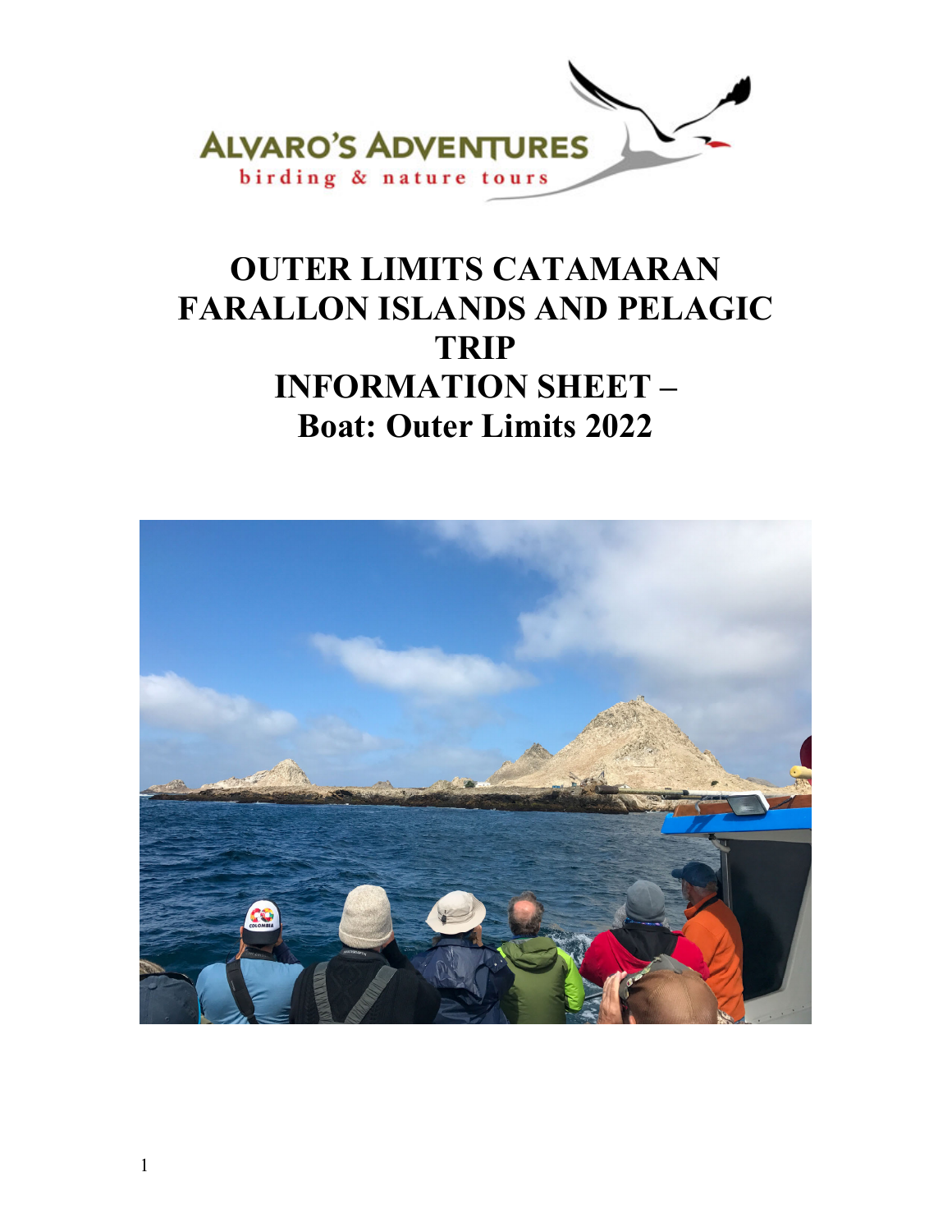ALVARO'S ADVENTURES
birding & nature tours

# OUTER LIMITS CATAMARAN FARALLON ISLANDS AND PELAGIC TRIP INFORMATION SHEET – Boat: Outer Limits 2022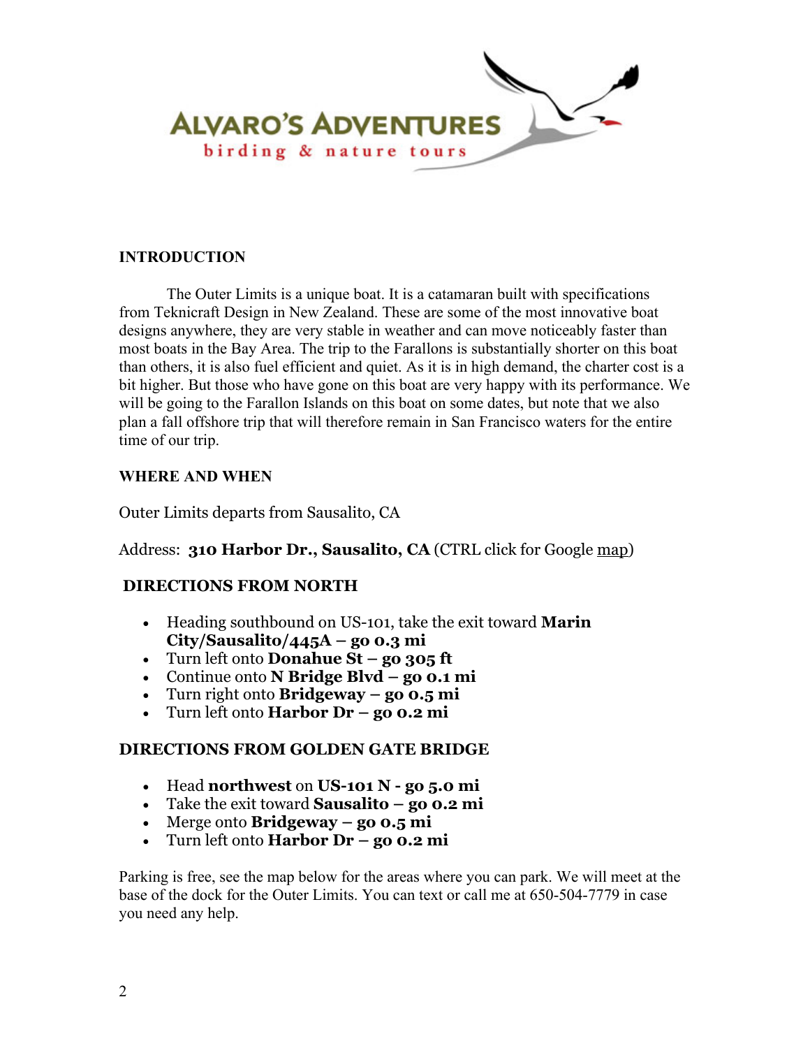**ALVARO'S ADVENTURES**
birding & nature tours

## INTRODUCTION

The Outer Limits is a unique boat. It is a catamaran built with specifications from Teknicraft Design in New Zealand. These are some of the most innovative boat designs anywhere, they are very stable in weather and can move noticeably faster than most boats in the Bay Area. The trip to the Farallons is substantially shorter on this boat than others, it is also fuel efficient and quiet. As it is in high demand, the charter cost is a bit higher. But those who have gone on this boat are very happy with its performance. We will be going to the Farallon Islands on this boat on some dates, but note that we also plan a fall offshore trip that will therefore remain in San Francisco waters for the entire time of our trip.

## WHERE AND WHEN

Outer Limits departs from Sausalito, CA

Address: **310 Harbor Dr., Sausalito, CA** (CTRL click for Google map)

## DIRECTIONS FROM NORTH

- Heading southbound on US-101, take the exit toward **Marin City/Sausalito/445A – go 0.3 mi**
- Turn left onto **Donahue St – go 305 ft**
- Continue onto **N Bridge Blvd – go 0.1 mi**
- Turn right onto **Bridgeway – go 0.5 mi**
- Turn left onto **Harbor Dr – go 0.2 mi**

## DIRECTIONS FROM GOLDEN GATE BRIDGE

- Head **northwest** on **US-101 N - go 5.0 mi**
- Take the exit toward **Sausalito – go 0.2 mi**
- Merge onto **Bridgeway – go 0.5 mi**
- Turn left onto **Harbor Dr – go 0.2 mi**

Parking is free, see the map below for the areas where you can park. We will meet at the base of the dock for the Outer Limits. You can text or call me at 650-504-7779 in case you need any help.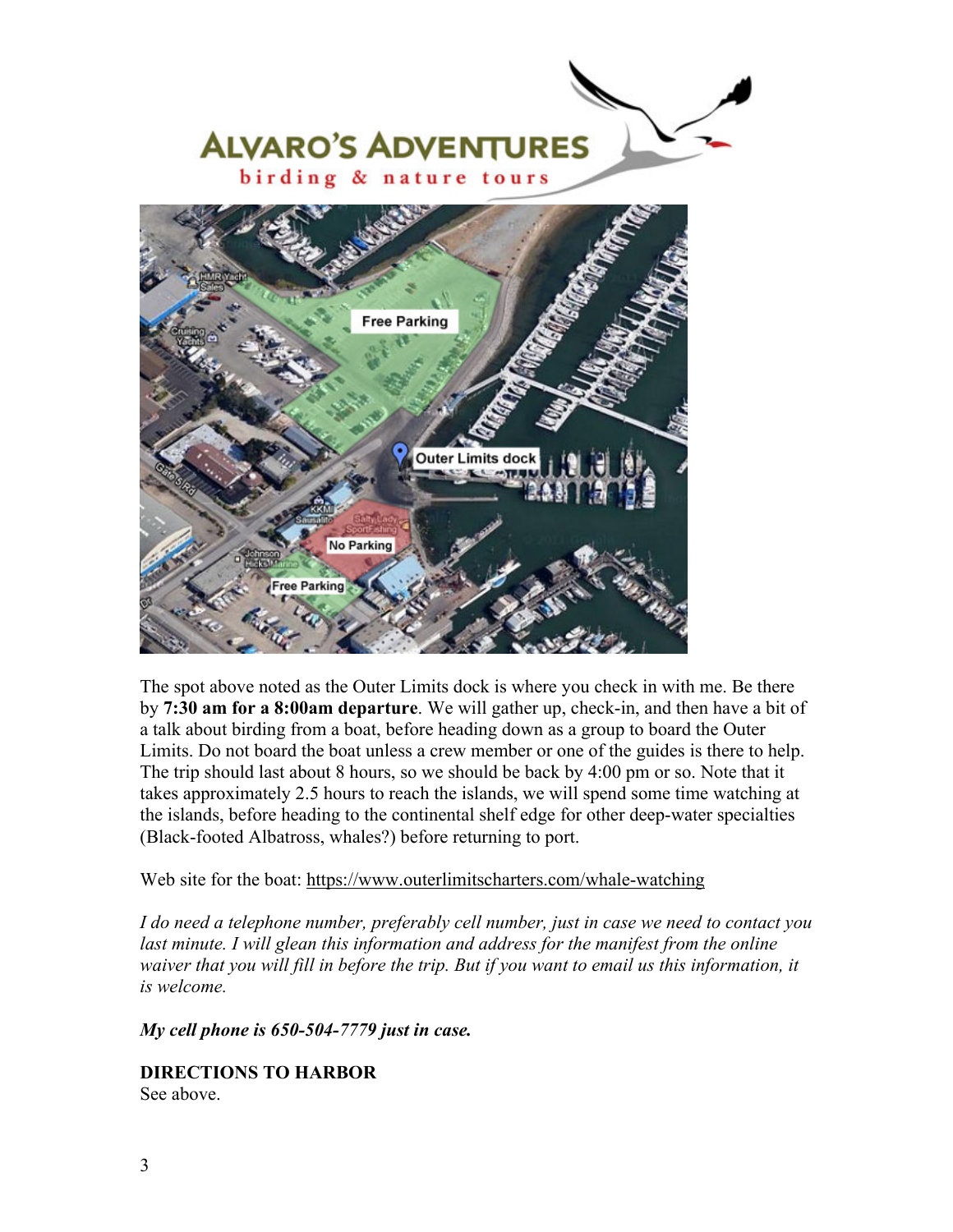The spot above noted as the Outer Limits dock is where you check in with me. Be there by **7:30 am for a 8:00am departure**. We will gather up, check-in, and then have a bit of a talk about birding from a boat, before heading down as a group to board the Outer Limits. Do not board the boat unless a crew member or one of the guides is there to help. The trip should last about 8 hours, so we should be back by 4:00 pm or so. Note that it takes approximately 2.5 hours to reach the islands, we will spend some time watching at the islands, before heading to the continental shelf edge for other deep-water specialties (Black-footed Albatross, whales?) before returning to port.

Web site for the boat: https://www.outerlimitscharters.com/whale-watching

*I do need a telephone number, preferably cell number, just in case we need to contact you last minute. I will glean this information and address for the manifest from the online waiver that you will fill in before the trip. But if you want to email us this information, it is welcome.*

***My cell phone is 650-504-7779 just in case.***

**DIRECTIONS TO HARBOR**

See above.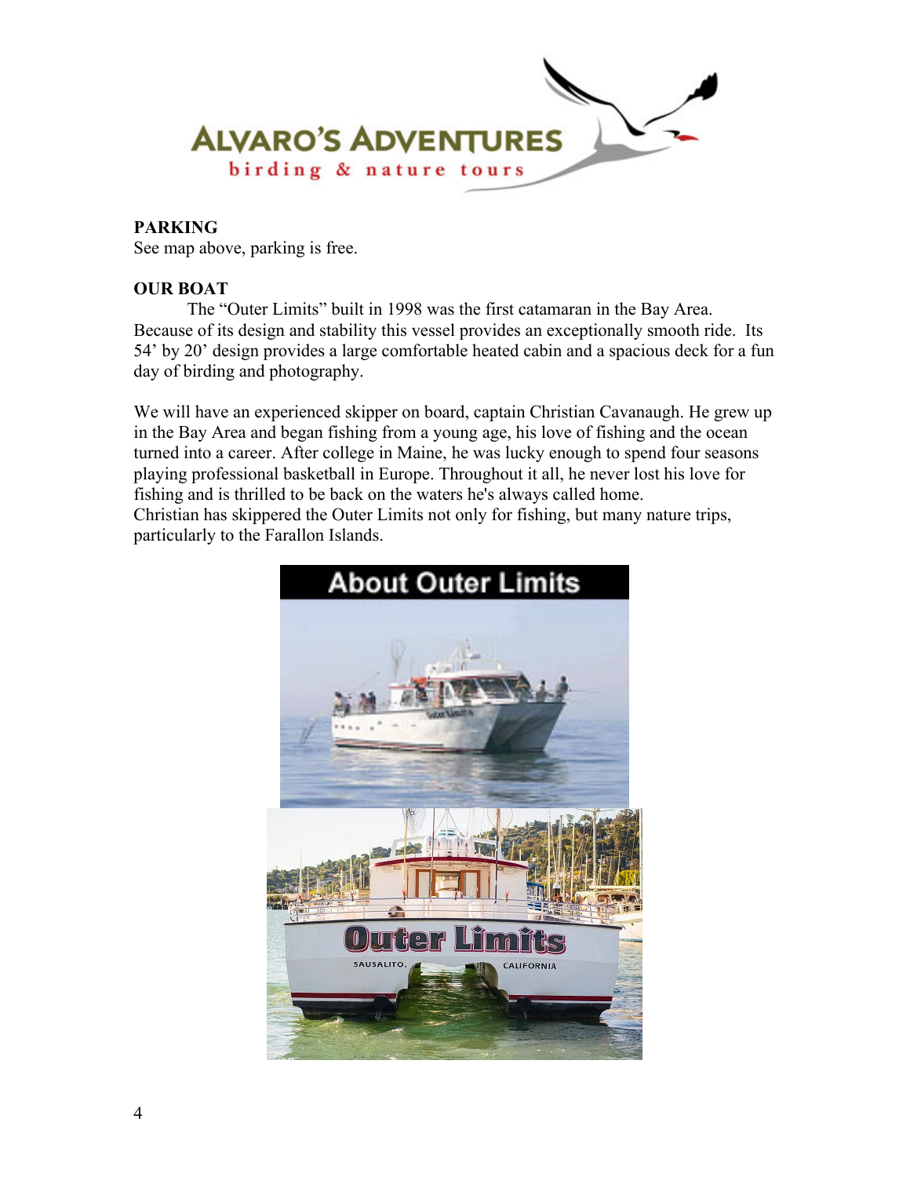**PARKING**
See map above, parking is free.

**OUR BOAT**

The "Outer Limits" built in 1998 was the first catamaran in the Bay Area. Because of its design and stability this vessel provides an exceptionally smooth ride. Its 54' by 20' design provides a large comfortable heated cabin and a spacious deck for a fun day of birding and photography.

We will have an experienced skipper on board, captain Christian Cavanaugh. He grew up in the Bay Area and began fishing from a young age, his love of fishing and the ocean turned into a career. After college in Maine, he was lucky enough to spend four seasons playing professional basketball in Europe. Throughout it all, he never lost his love for fishing and is thrilled to be back on the waters he's always called home.
Christian has skippered the Outer Limits not only for fishing, but many nature trips, particularly to the Farallon Islands.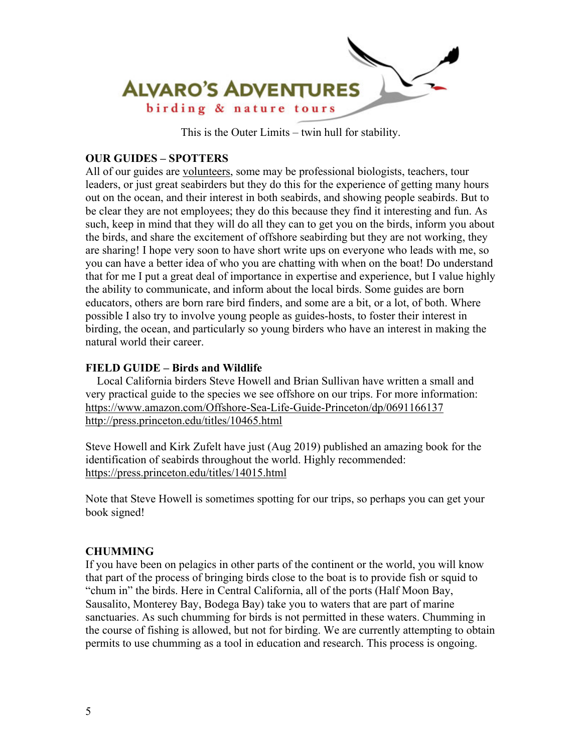This is the Outer Limits – twin hull for stability.

**OUR GUIDES – SPOTTERS**

All of our guides are volunteers, some may be professional biologists, teachers, tour leaders, or just great seabirders but they do this for the experience of getting many hours out on the ocean, and their interest in both seabirds, and showing people seabirds. But to be clear they are not employees; they do this because they find it interesting and fun. As such, keep in mind that they will do all they can to get you on the birds, inform you about the birds, and share the excitement of offshore seabirding but they are not working, they are sharing! I hope very soon to have short write ups on everyone who leads with me, so you can have a better idea of who you are chatting with when on the boat! Do understand that for me I put a great deal of importance in expertise and experience, but I value highly the ability to communicate, and inform about the local birds. Some guides are born educators, others are born rare bird finders, and some are a bit, or a lot, of both. Where possible I also try to involve young people as guides-hosts, to foster their interest in birding, the ocean, and particularly so young birders who have an interest in making the natural world their career.

**FIELD GUIDE – Birds and Wildlife**

Local California birders Steve Howell and Brian Sullivan have written a small and very practical guide to the species we see offshore on our trips. For more information:
https://www.amazon.com/Offshore-Sea-Life-Guide-Princeton/dp/0691166137
http://press.princeton.edu/titles/10465.html

Steve Howell and Kirk Zufelt have just (Aug 2019) published an amazing book for the identification of seabirds throughout the world. Highly recommended:
https://press.princeton.edu/titles/14015.html

Note that Steve Howell is sometimes spotting for our trips, so perhaps you can get your book signed!

**CHUMMING**

If you have been on pelagics in other parts of the continent or the world, you will know that part of the process of bringing birds close to the boat is to provide fish or squid to "chum in" the birds. Here in Central California, all of the ports (Half Moon Bay, Sausalito, Monterey Bay, Bodega Bay) take you to waters that are part of marine sanctuaries. As such chumming for birds is not permitted in these waters. Chumming in the course of fishing is allowed, but not for birding. We are currently attempting to obtain permits to use chumming as a tool in education and research. This process is ongoing.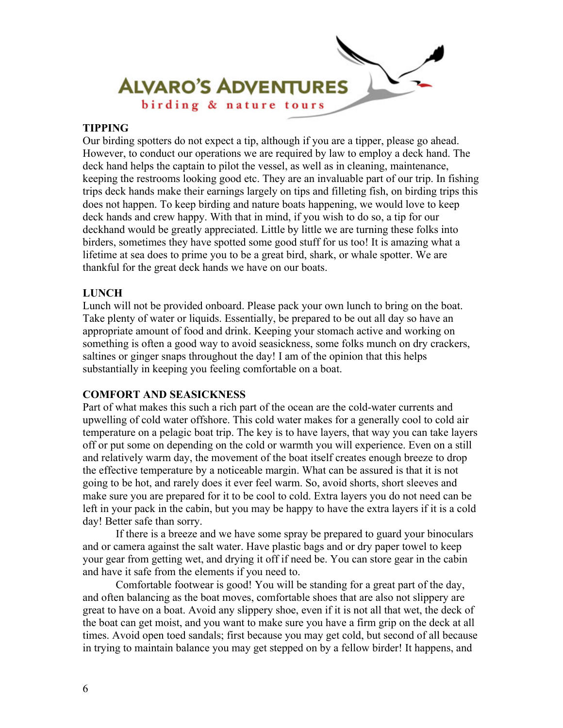## TIPPING

Our birding spotters do not expect a tip, although if you are a tipper, please go ahead. However, to conduct our operations we are required by law to employ a deck hand. The deck hand helps the captain to pilot the vessel, as well as in cleaning, maintenance, keeping the restrooms looking good etc. They are an invaluable part of our trip. In fishing trips deck hands make their earnings largely on tips and filleting fish, on birding trips this does not happen. To keep birding and nature boats happening, we would love to keep deck hands and crew happy. With that in mind, if you wish to do so, a tip for our deckhand would be greatly appreciated. Little by little we are turning these folks into birders, sometimes they have spotted some good stuff for us too! It is amazing what a lifetime at sea does to prime you to be a great bird, shark, or whale spotter. We are thankful for the great deck hands we have on our boats.

## LUNCH

Lunch will not be provided onboard. Please pack your own lunch to bring on the boat. Take plenty of water or liquids. Essentially, be prepared to be out all day so have an appropriate amount of food and drink. Keeping your stomach active and working on something is often a good way to avoid seasickness, some folks munch on dry crackers, saltines or ginger snaps throughout the day! I am of the opinion that this helps substantially in keeping you feeling comfortable on a boat.

## COMFORT AND SEASICKNESS

Part of what makes this such a rich part of the ocean are the cold-water currents and upwelling of cold water offshore. This cold water makes for a generally cool to cold air temperature on a pelagic boat trip. The key is to have layers, that way you can take layers off or put some on depending on the cold or warmth you will experience. Even on a still and relatively warm day, the movement of the boat itself creates enough breeze to drop the effective temperature by a noticeable margin. What can be assured is that it is not going to be hot, and rarely does it ever feel warm. So, avoid shorts, short sleeves and make sure you are prepared for it to be cool to cold. Extra layers you do not need can be left in your pack in the cabin, but you may be happy to have the extra layers if it is a cold day! Better safe than sorry.

If there is a breeze and we have some spray be prepared to guard your binoculars and or camera against the salt water. Have plastic bags and or dry paper towel to keep your gear from getting wet, and drying it off if need be. You can store gear in the cabin and have it safe from the elements if you need to.

Comfortable footwear is good! You will be standing for a great part of the day, and often balancing as the boat moves, comfortable shoes that are also not slippery are great to have on a boat. Avoid any slippery shoe, even if it is not all that wet, the deck of the boat can get moist, and you want to make sure you have a firm grip on the deck at all times. Avoid open toed sandals; first because you may get cold, but second of all because in trying to maintain balance you may get stepped on by a fellow birder! It happens, and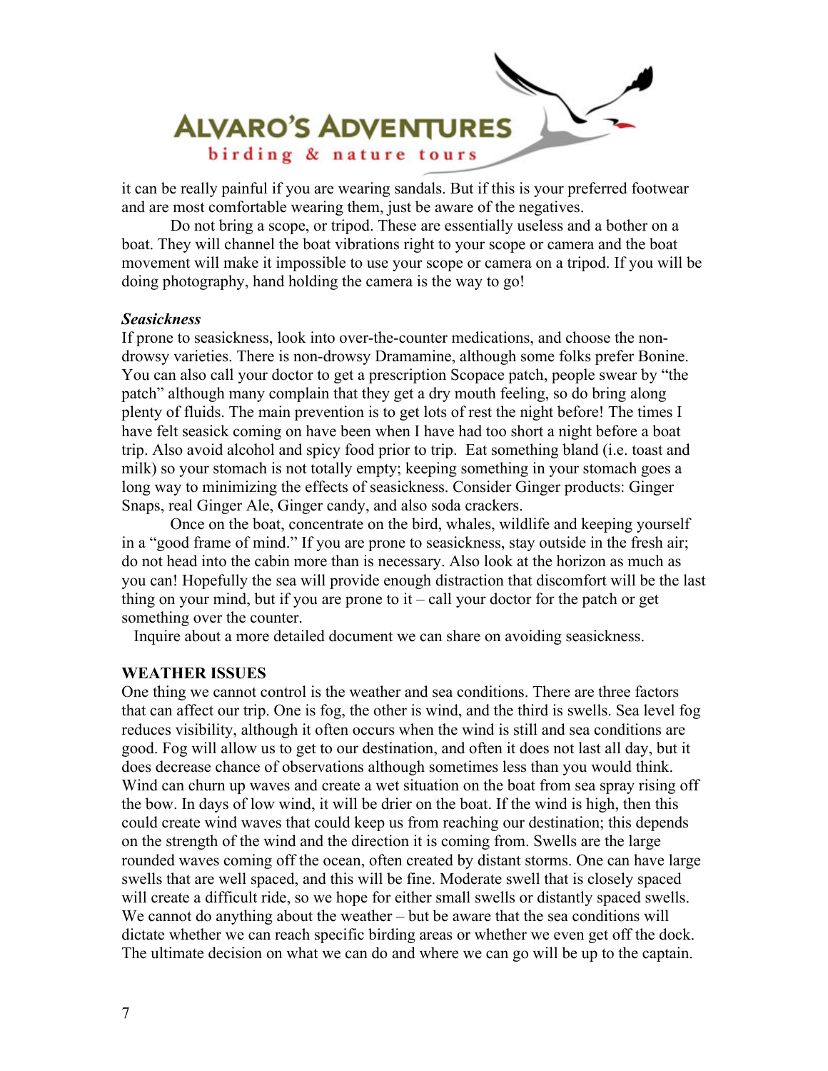it can be really painful if you are wearing sandals. But if this is your preferred footwear and are most comfortable wearing them, just be aware of the negatives.

Do not bring a scope, or tripod. These are essentially useless and a bother on a boat. They will channel the boat vibrations right to your scope or camera and the boat movement will make it impossible to use your scope or camera on a tripod. If you will be doing photography, hand holding the camera is the way to go!

***Seasickness***

If prone to seasickness, look into over-the-counter medications, and choose the non-drowsy varieties. There is non-drowsy Dramamine, although some folks prefer Bonine. You can also call your doctor to get a prescription Scopace patch, people swear by "the patch" although many complain that they get a dry mouth feeling, so do bring along plenty of fluids. The main prevention is to get lots of rest the night before! The times I have felt seasick coming on have been when I have had too short a night before a boat trip. Also avoid alcohol and spicy food prior to trip. Eat something bland (i.e. toast and milk) so your stomach is not totally empty; keeping something in your stomach goes a long way to minimizing the effects of seasickness. Consider Ginger products: Ginger Snaps, real Ginger Ale, Ginger candy, and also soda crackers.

Once on the boat, concentrate on the bird, whales, wildlife and keeping yourself in a "good frame of mind." If you are prone to seasickness, stay outside in the fresh air; do not head into the cabin more than is necessary. Also look at the horizon as much as you can! Hopefully the sea will provide enough distraction that discomfort will be the last thing on your mind, but if you are prone to it – call your doctor for the patch or get something over the counter.

Inquire about a more detailed document we can share on avoiding seasickness.

**WEATHER ISSUES**

One thing we cannot control is the weather and sea conditions. There are three factors that can affect our trip. One is fog, the other is wind, and the third is swells. Sea level fog reduces visibility, although it often occurs when the wind is still and sea conditions are good. Fog will allow us to get to our destination, and often it does not last all day, but it does decrease chance of observations although sometimes less than you would think. Wind can churn up waves and create a wet situation on the boat from sea spray rising off the bow. In days of low wind, it will be drier on the boat. If the wind is high, then this could create wind waves that could keep us from reaching our destination; this depends on the strength of the wind and the direction it is coming from. Swells are the large rounded waves coming off the ocean, often created by distant storms. One can have large swells that are well spaced, and this will be fine. Moderate swell that is closely spaced will create a difficult ride, so we hope for either small swells or distantly spaced swells. We cannot do anything about the weather – but be aware that the sea conditions will dictate whether we can reach specific birding areas or whether we even get off the dock. The ultimate decision on what we can do and where we can go will be up to the captain.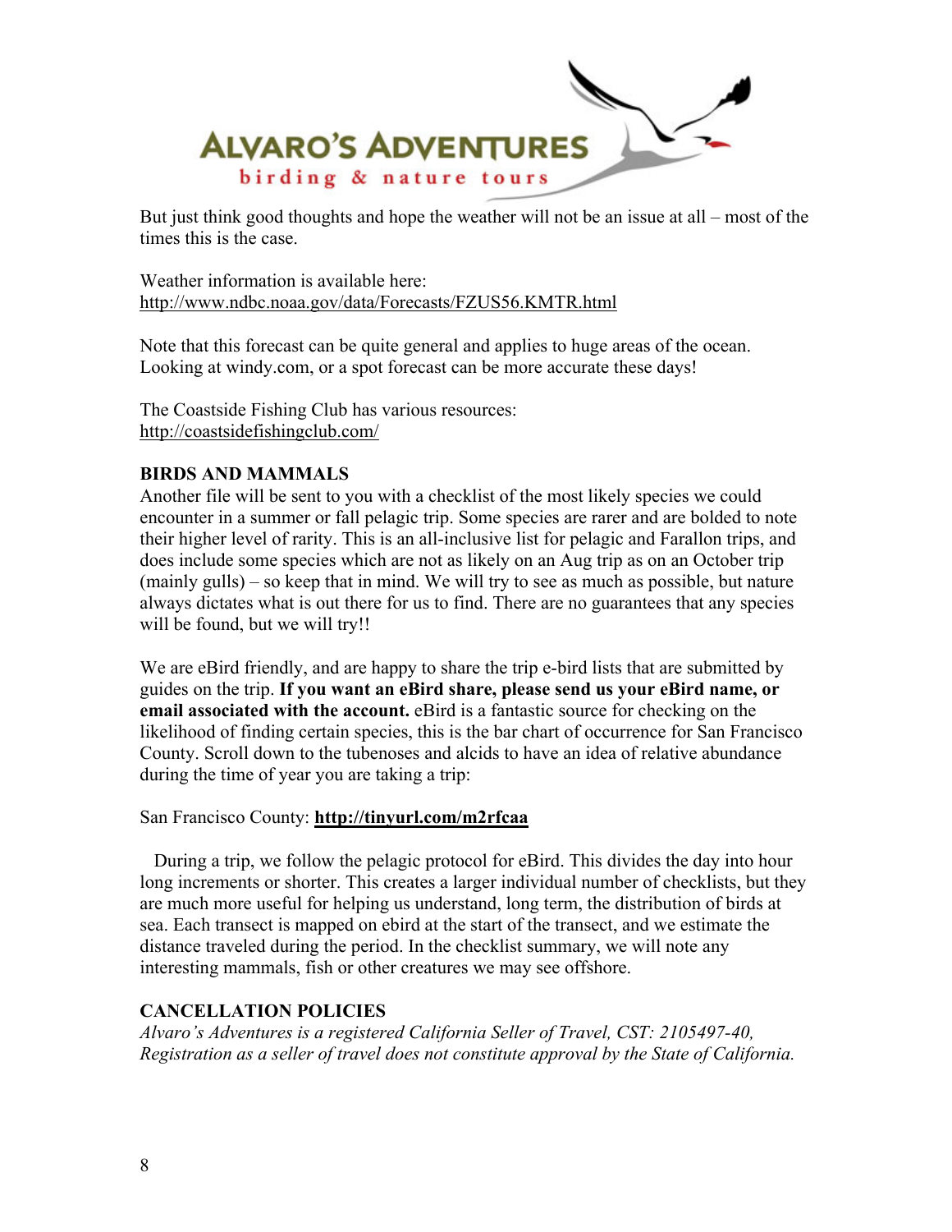But just think good thoughts and hope the weather will not be an issue at all – most of the times this is the case.

Weather information is available here:
http://www.ndbc.noaa.gov/data/Forecasts/FZUS56.KMTR.html

Note that this forecast can be quite general and applies to huge areas of the ocean. Looking at windy.com, or a spot forecast can be more accurate these days!

The Coastside Fishing Club has various resources:
http://coastsidefishingclub.com/

**BIRDS AND MAMMALS**

Another file will be sent to you with a checklist of the most likely species we could encounter in a summer or fall pelagic trip. Some species are rarer and are bolded to note their higher level of rarity. This is an all-inclusive list for pelagic and Farallon trips, and does include some species which are not as likely on an Aug trip as on an October trip (mainly gulls) – so keep that in mind. We will try to see as much as possible, but nature always dictates what is out there for us to find. There are no guarantees that any species will be found, but we will try!!

We are eBird friendly, and are happy to share the trip e-bird lists that are submitted by guides on the trip. **If you want an eBird share, please send us your eBird name, or email associated with the account.** eBird is a fantastic source for checking on the likelihood of finding certain species, this is the bar chart of occurrence for San Francisco County. Scroll down to the tubenoses and alcids to have an idea of relative abundance during the time of year you are taking a trip:

San Francisco County: **http://tinyurl.com/m2rfcaa**

During a trip, we follow the pelagic protocol for eBird. This divides the day into hour long increments or shorter. This creates a larger individual number of checklists, but they are much more useful for helping us understand, long term, the distribution of birds at sea. Each transect is mapped on ebird at the start of the transect, and we estimate the distance traveled during the period. In the checklist summary, we will note any interesting mammals, fish or other creatures we may see offshore.

**CANCELLATION POLICIES**

*Alvaro's Adventures is a registered California Seller of Travel, CST: 2105497-40, Registration as a seller of travel does not constitute approval by the State of California.*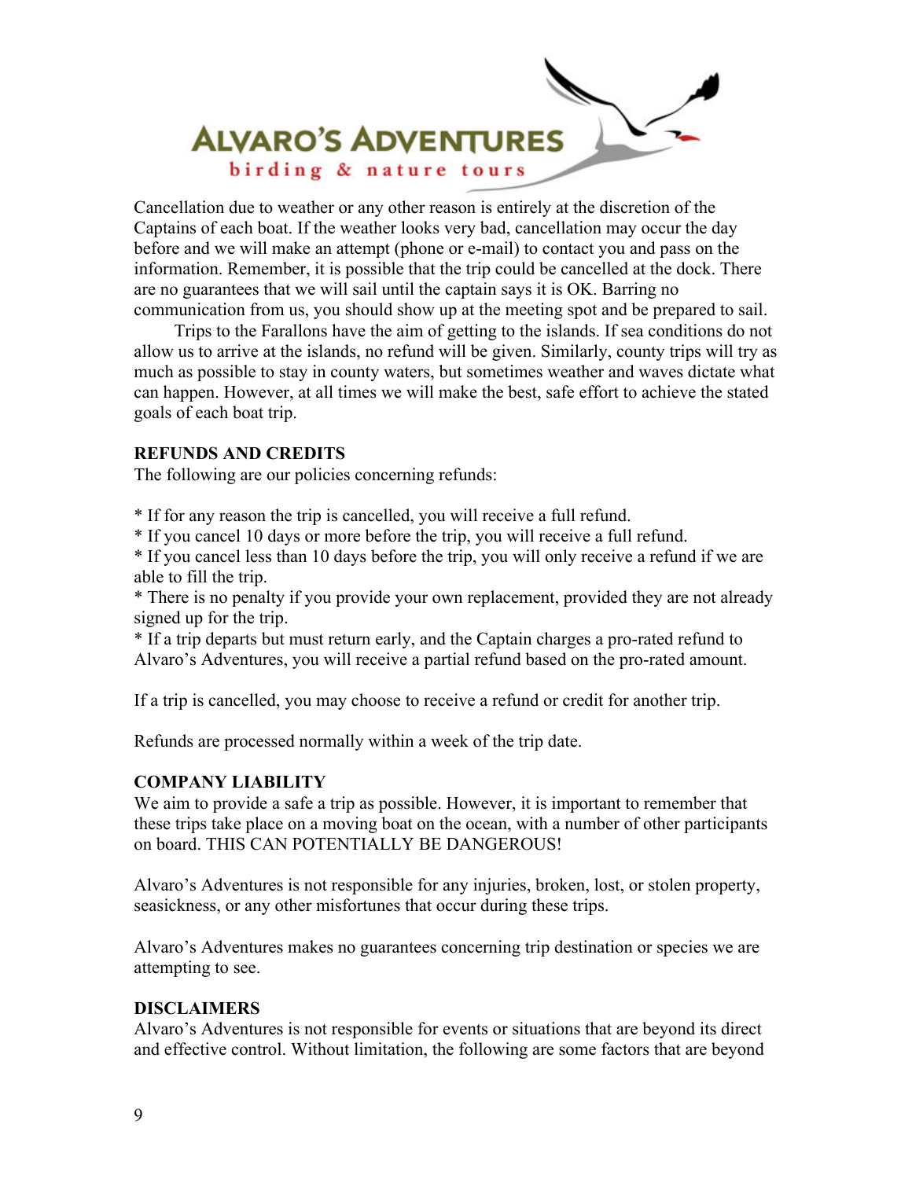Cancellation due to weather or any other reason is entirely at the discretion of the Captains of each boat. If the weather looks very bad, cancellation may occur the day before and we will make an attempt (phone or e-mail) to contact you and pass on the information. Remember, it is possible that the trip could be cancelled at the dock. There are no guarantees that we will sail until the captain says it is OK. Barring no communication from us, you should show up at the meeting spot and be prepared to sail.

Trips to the Farallons have the aim of getting to the islands. If sea conditions do not allow us to arrive at the islands, no refund will be given. Similarly, county trips will try as much as possible to stay in county waters, but sometimes weather and waves dictate what can happen. However, at all times we will make the best, safe effort to achieve the stated goals of each boat trip.

**REFUNDS AND CREDITS**

The following are our policies concerning refunds:

* If for any reason the trip is cancelled, you will receive a full refund.
* If you cancel 10 days or more before the trip, you will receive a full refund.
* If you cancel less than 10 days before the trip, you will only receive a refund if we are able to fill the trip.
* There is no penalty if you provide your own replacement, provided they are not already signed up for the trip.
* If a trip departs but must return early, and the Captain charges a pro-rated refund to Alvaro's Adventures, you will receive a partial refund based on the pro-rated amount.

If a trip is cancelled, you may choose to receive a refund or credit for another trip.

Refunds are processed normally within a week of the trip date.

**COMPANY LIABILITY**

We aim to provide a safe a trip as possible. However, it is important to remember that these trips take place on a moving boat on the ocean, with a number of other participants on board. THIS CAN POTENTIALLY BE DANGEROUS!

Alvaro's Adventures is not responsible for any injuries, broken, lost, or stolen property, seasickness, or any other misfortunes that occur during these trips.

Alvaro's Adventures makes no guarantees concerning trip destination or species we are attempting to see.

**DISCLAIMERS**

Alvaro's Adventures is not responsible for events or situations that are beyond its direct and effective control. Without limitation, the following are some factors that are beyond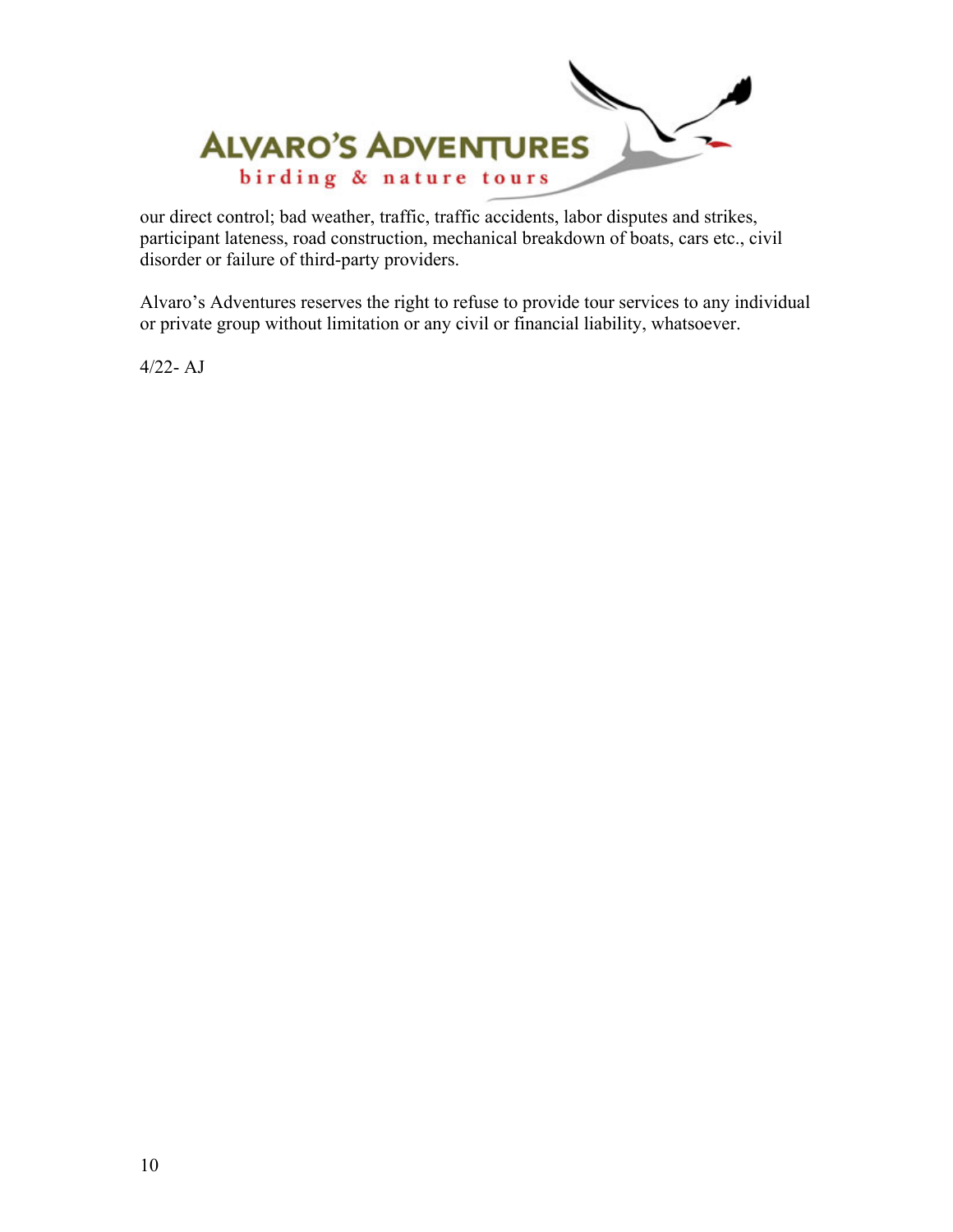our direct control; bad weather, traffic, traffic accidents, labor disputes and strikes, participant lateness, road construction, mechanical breakdown of boats, cars etc., civil disorder or failure of third-party providers.

Alvaro's Adventures reserves the right to refuse to provide tour services to any individual or private group without limitation or any civil or financial liability, whatsoever.

4/22- AJ